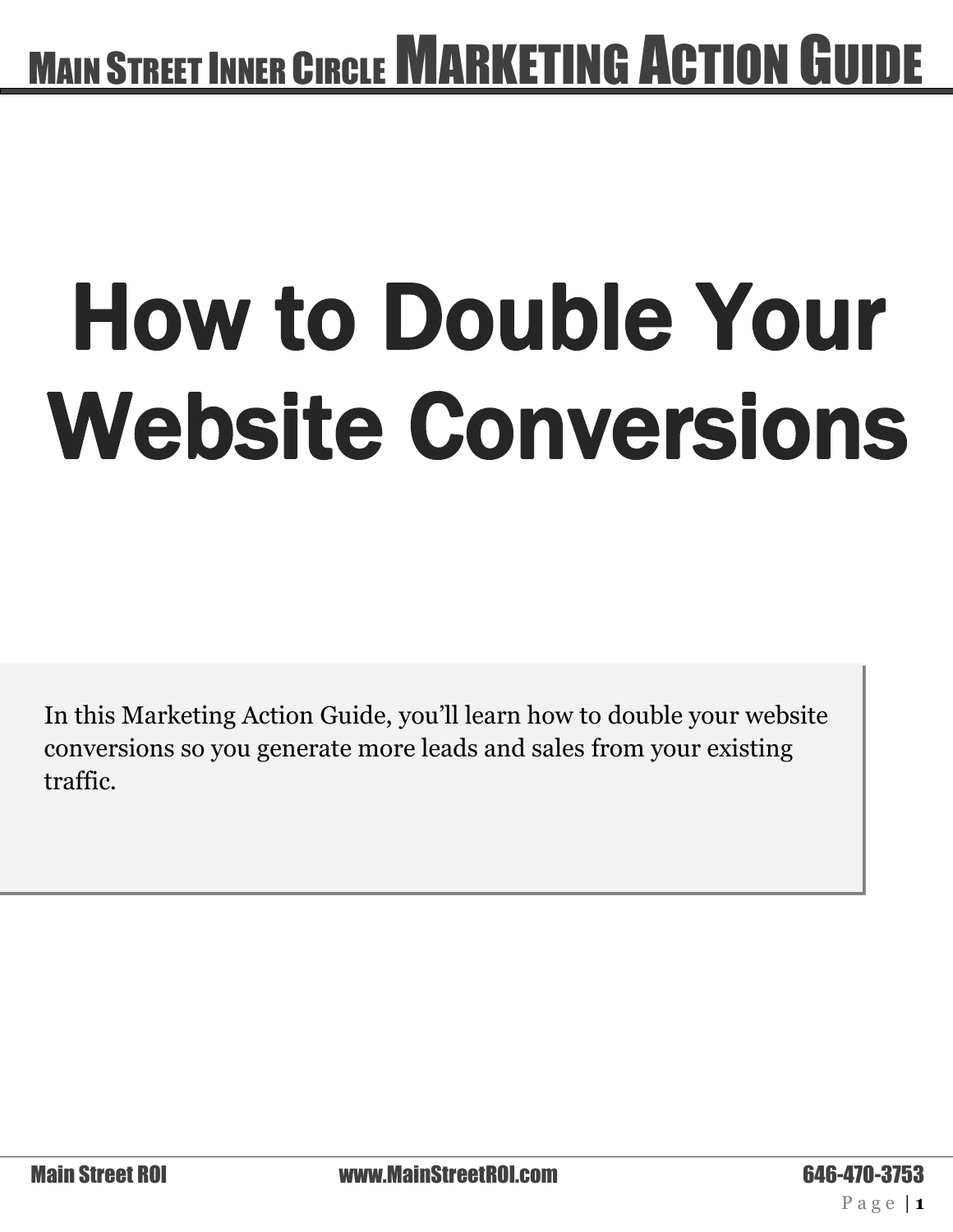# How to Double Your Website Conversions

In this Marketing Action Guide, you'll learn how to double your website conversions so you generate more leads and sales from your existing traffic.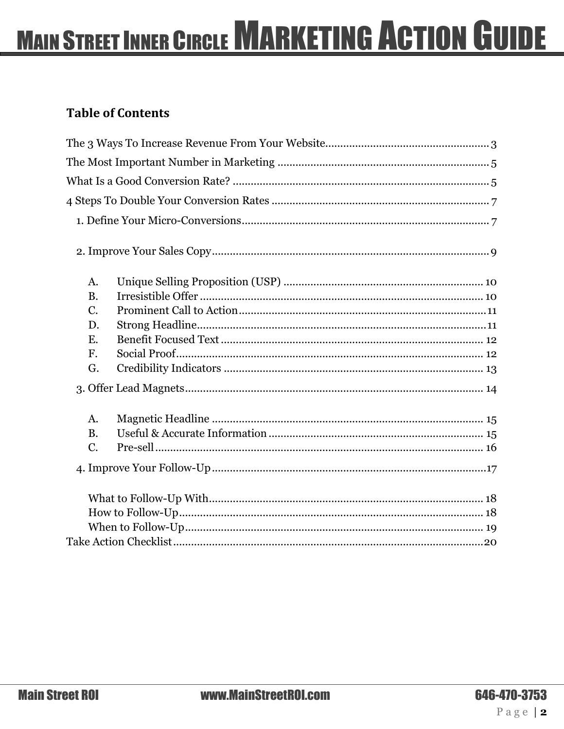## Table of Contents

The 3 Ways To Increase Revenue From Your Website ...... 3

The Most Important Number in Marketing ...... 5

What Is a Good Conversion Rate? ...... 5

4 Steps To Double Your Conversion Rates ...... 7

- 1. Define Your Micro-Conversions ...... 7
- 2. Improve Your Sales Copy ...... 9
  - A. Unique Selling Proposition (USP) ...... 10
  - B. Irresistible Offer ...... 10
  - C. Prominent Call to Action ...... 11
  - D. Strong Headline ...... 11
  - E. Benefit Focused Text ...... 12
  - F. Social Proof ...... 12
  - G. Credibility Indicators ...... 13
- 3. Offer Lead Magnets ...... 14
  - A. Magnetic Headline ...... 15
  - B. Useful & Accurate Information ...... 15
  - C. Pre-sell ...... 16
- 4. Improve Your Follow-Up ...... 17
  - What to Follow-Up With ...... 18
  - How to Follow-Up ...... 18
  - When to Follow-Up ...... 19

Take Action Checklist ...... 20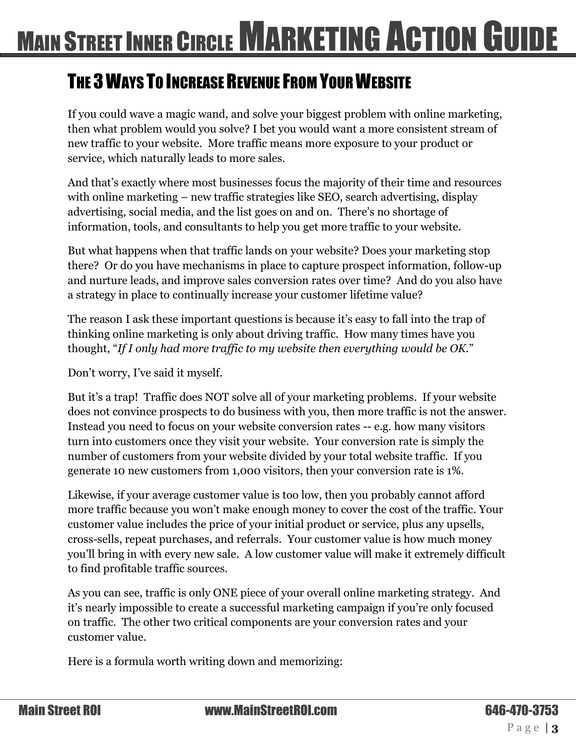## The 3 Ways To Increase Revenue From Your Website

If you could wave a magic wand, and solve your biggest problem with online marketing, then what problem would you solve? I bet you would want a more consistent stream of new traffic to your website. More traffic means more exposure to your product or service, which naturally leads to more sales.

And that's exactly where most businesses focus the majority of their time and resources with online marketing – new traffic strategies like SEO, search advertising, display advertising, social media, and the list goes on and on. There's no shortage of information, tools, and consultants to help you get more traffic to your website.

But what happens when that traffic lands on your website? Does your marketing stop there? Or do you have mechanisms in place to capture prospect information, follow-up and nurture leads, and improve sales conversion rates over time? And do you also have a strategy in place to continually increase your customer lifetime value?

The reason I ask these important questions is because it's easy to fall into the trap of thinking online marketing is only about driving traffic. How many times have you thought, "*If I only had more traffic to my website then everything would be OK.*"

Don't worry, I've said it myself.

But it's a trap! Traffic does NOT solve all of your marketing problems. If your website does not convince prospects to do business with you, then more traffic is not the answer. Instead you need to focus on your website conversion rates -- e.g. how many visitors turn into customers once they visit your website. Your conversion rate is simply the number of customers from your website divided by your total website traffic. If you generate 10 new customers from 1,000 visitors, then your conversion rate is 1%.

Likewise, if your average customer value is too low, then you probably cannot afford more traffic because you won't make enough money to cover the cost of the traffic. Your customer value includes the price of your initial product or service, plus any upsells, cross-sells, repeat purchases, and referrals. Your customer value is how much money you'll bring in with every new sale. A low customer value will make it extremely difficult to find profitable traffic sources.

As you can see, traffic is only ONE piece of your overall online marketing strategy. And it's nearly impossible to create a successful marketing campaign if you're only focused on traffic. The other two critical components are your conversion rates and your customer value.

Here is a formula worth writing down and memorizing: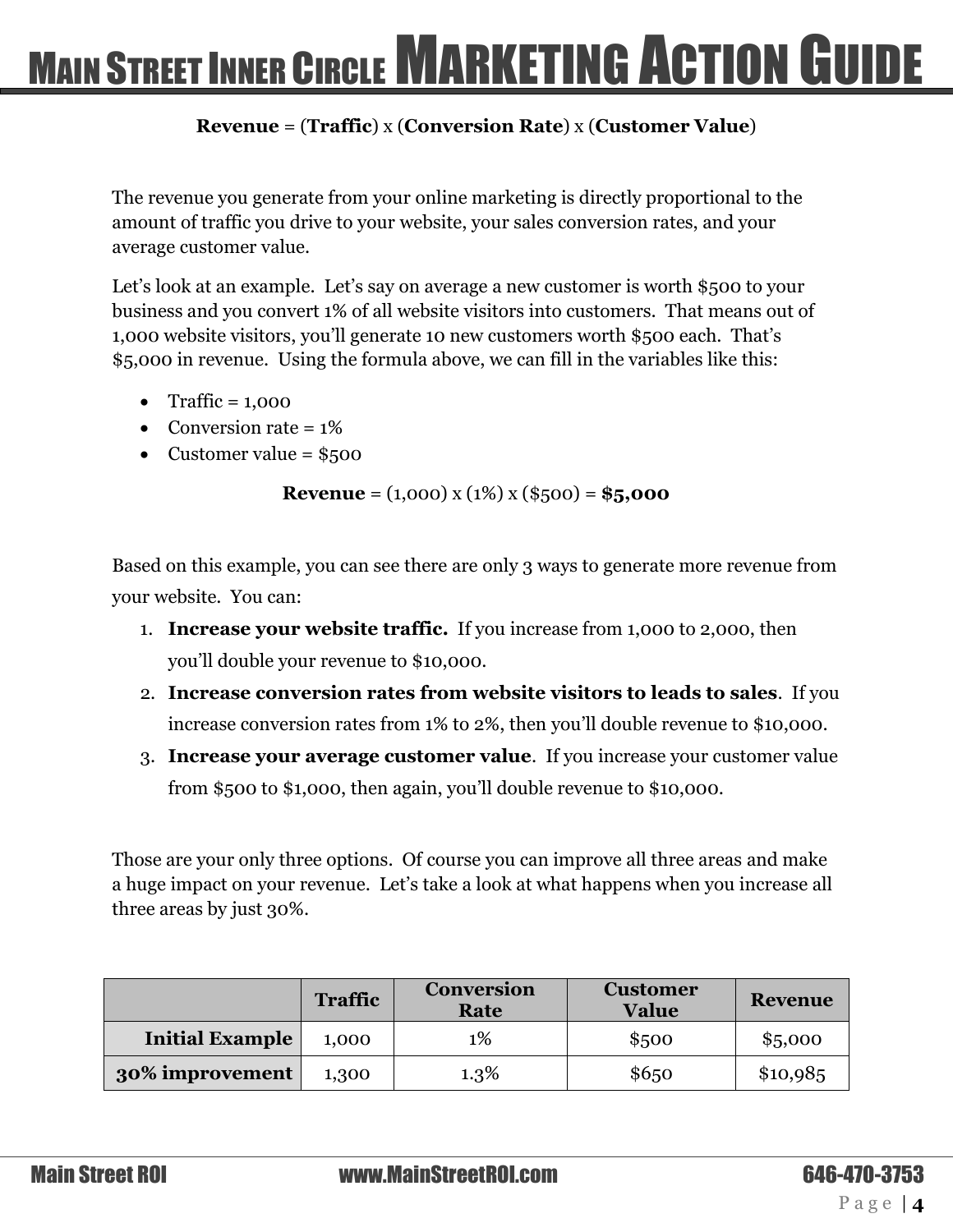**Revenue** = (**Traffic**) x (**Conversion Rate**) x (**Customer Value**)

The revenue you generate from your online marketing is directly proportional to the amount of traffic you drive to your website, your sales conversion rates, and your average customer value.

Let's look at an example. Let's say on average a new customer is worth $500 to your business and you convert 1% of all website visitors into customers. That means out of 1,000 website visitors, you'll generate 10 new customers worth $500 each. That's $5,000 in revenue. Using the formula above, we can fill in the variables like this:

- Traffic = 1,000
- Conversion rate = 1%
- Customer value = $500

**Revenue** = (1,000) x (1%) x ($500) = **$5,000**

Based on this example, you can see there are only 3 ways to generate more revenue from your website. You can:

1. **Increase your website traffic.** If you increase from 1,000 to 2,000, then you'll double your revenue to $10,000.
2. **Increase conversion rates from website visitors to leads to sales**. If you increase conversion rates from 1% to 2%, then you'll double revenue to $10,000.
3. **Increase your average customer value**. If you increase your customer value from $500 to $1,000, then again, you'll double revenue to $10,000.

Those are your only three options. Of course you can improve all three areas and make a huge impact on your revenue. Let's take a look at what happens when you increase all three areas by just 30%.

| | Traffic | Conversion Rate | Customer Value | Revenue |
|---|---|---|---|---|
| **Initial Example** | 1,000 | 1% | $500 | $5,000 |
| **30% improvement** | 1,300 | 1.3% | $650 | $10,985 |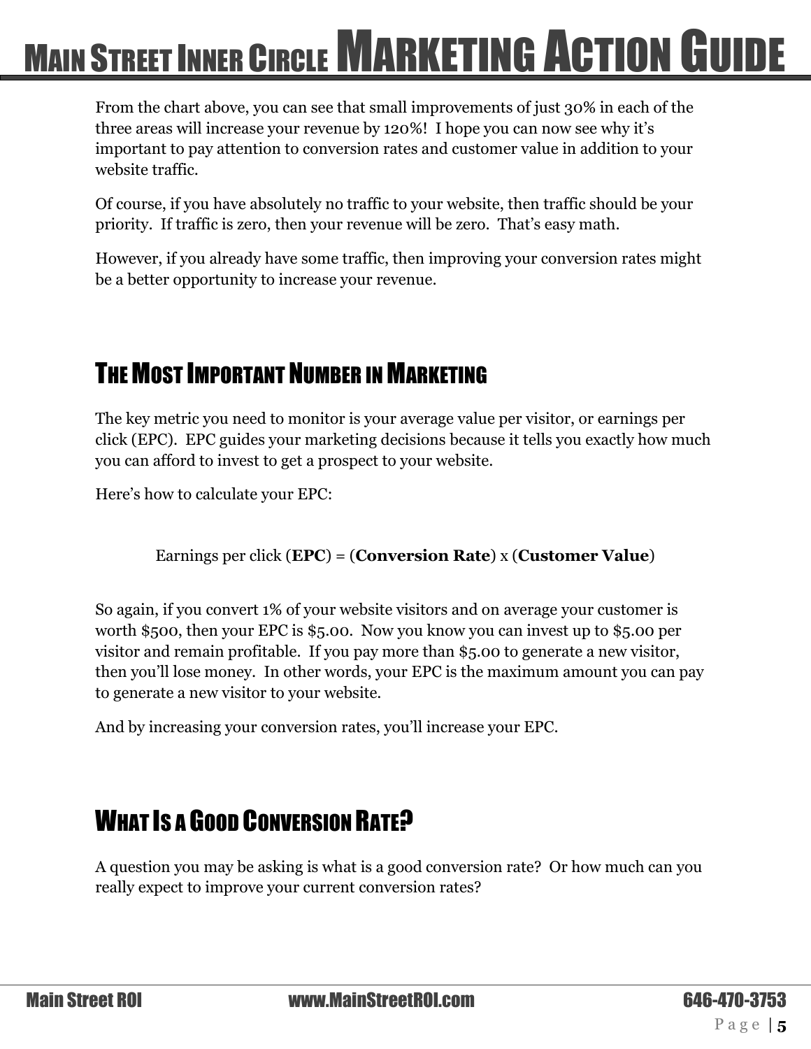From the chart above, you can see that small improvements of just 30% in each of the three areas will increase your revenue by 120%! I hope you can now see why it's important to pay attention to conversion rates and customer value in addition to your website traffic.

Of course, if you have absolutely no traffic to your website, then traffic should be your priority. If traffic is zero, then your revenue will be zero. That's easy math.

However, if you already have some traffic, then improving your conversion rates might be a better opportunity to increase your revenue.

## The Most Important Number in Marketing

The key metric you need to monitor is your average value per visitor, or earnings per click (EPC). EPC guides your marketing decisions because it tells you exactly how much you can afford to invest to get a prospect to your website.

Here's how to calculate your EPC:

Earnings per click (**EPC**) = (**Conversion Rate**) x (**Customer Value**)

So again, if you convert 1% of your website visitors and on average your customer is worth $500, then your EPC is $5.00. Now you know you can invest up to $5.00 per visitor and remain profitable. If you pay more than $5.00 to generate a new visitor, then you'll lose money. In other words, your EPC is the maximum amount you can pay to generate a new visitor to your website.

And by increasing your conversion rates, you'll increase your EPC.

## What Is a Good Conversion Rate?

A question you may be asking is what is a good conversion rate? Or how much can you really expect to improve your current conversion rates?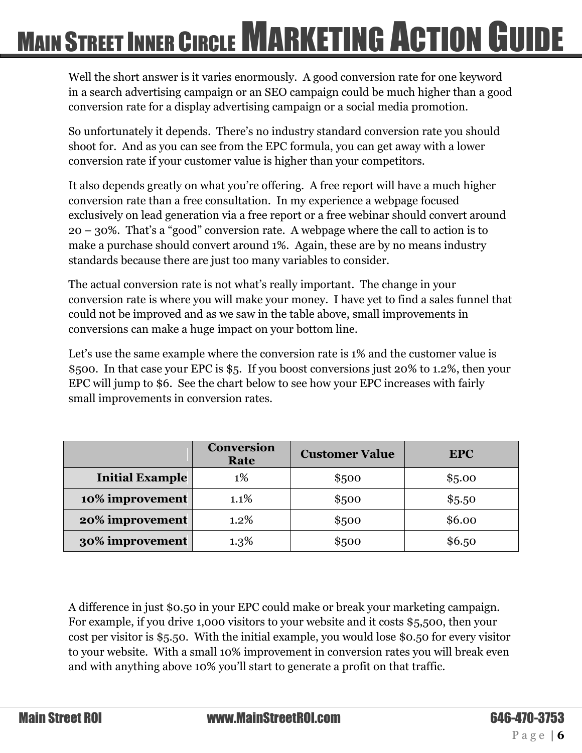Well the short answer is it varies enormously. A good conversion rate for one keyword in a search advertising campaign or an SEO campaign could be much higher than a good conversion rate for a display advertising campaign or a social media promotion.

So unfortunately it depends. There's no industry standard conversion rate you should shoot for. And as you can see from the EPC formula, you can get away with a lower conversion rate if your customer value is higher than your competitors.

It also depends greatly on what you're offering. A free report will have a much higher conversion rate than a free consultation. In my experience a webpage focused exclusively on lead generation via a free report or a free webinar should convert around 20 – 30%. That's a "good" conversion rate. A webpage where the call to action is to make a purchase should convert around 1%. Again, these are by no means industry standards because there are just too many variables to consider.

The actual conversion rate is not what's really important. The change in your conversion rate is where you will make your money. I have yet to find a sales funnel that could not be improved and as we saw in the table above, small improvements in conversions can make a huge impact on your bottom line.

Let's use the same example where the conversion rate is 1% and the customer value is $500. In that case your EPC is $5. If you boost conversions just 20% to 1.2%, then your EPC will jump to $6. See the chart below to see how your EPC increases with fairly small improvements in conversion rates.

| | Conversion Rate | Customer Value | EPC |
|---|---|---|---|
| **Initial Example** | 1% | $500 | $5.00 |
| **10% improvement** | 1.1% | $500 | $5.50 |
| **20% improvement** | 1.2% | $500 | $6.00 |
| **30% improvement** | 1.3% | $500 | $6.50 |

A difference in just $0.50 in your EPC could make or break your marketing campaign. For example, if you drive 1,000 visitors to your website and it costs $5,500, then your cost per visitor is $5.50. With the initial example, you would lose $0.50 for every visitor to your website. With a small 10% improvement in conversion rates you will break even and with anything above 10% you'll start to generate a profit on that traffic.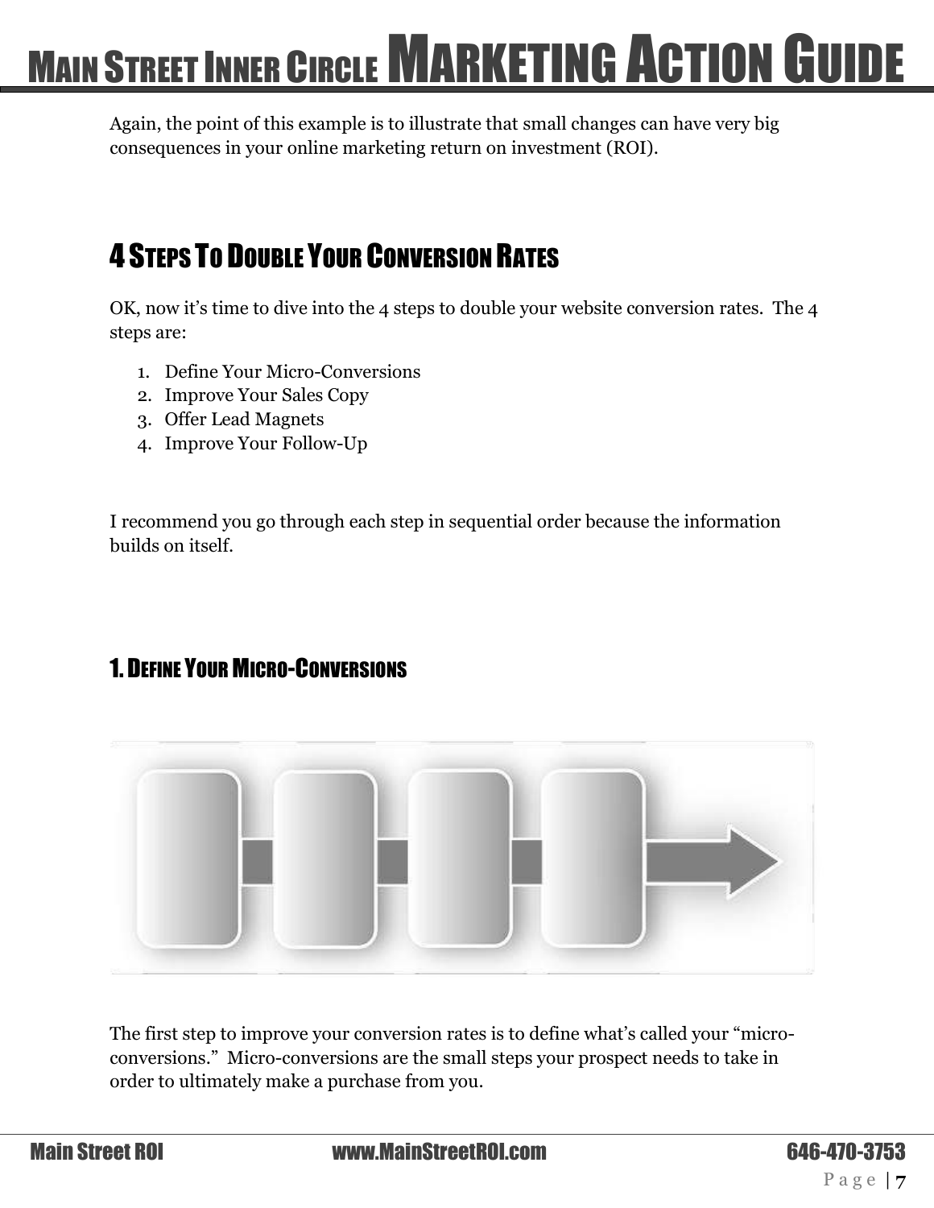Again, the point of this example is to illustrate that small changes can have very big consequences in your online marketing return on investment (ROI).

## 4 Steps To Double Your Conversion Rates

OK, now it's time to dive into the 4 steps to double your website conversion rates. The 4 steps are:

1. Define Your Micro-Conversions
2. Improve Your Sales Copy
3. Offer Lead Magnets
4. Improve Your Follow-Up

I recommend you go through each step in sequential order because the information builds on itself.

### 1. Define Your Micro-Conversions

The first step to improve your conversion rates is to define what's called your "micro-conversions." Micro-conversions are the small steps your prospect needs to take in order to ultimately make a purchase from you.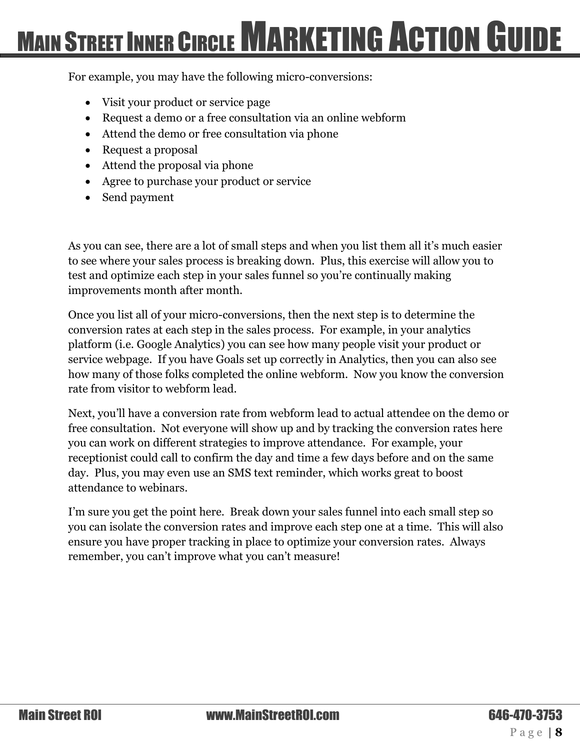For example, you may have the following micro-conversions:

- Visit your product or service page
- Request a demo or a free consultation via an online webform
- Attend the demo or free consultation via phone
- Request a proposal
- Attend the proposal via phone
- Agree to purchase your product or service
- Send payment

As you can see, there are a lot of small steps and when you list them all it's much easier to see where your sales process is breaking down. Plus, this exercise will allow you to test and optimize each step in your sales funnel so you're continually making improvements month after month.

Once you list all of your micro-conversions, then the next step is to determine the conversion rates at each step in the sales process. For example, in your analytics platform (i.e. Google Analytics) you can see how many people visit your product or service webpage. If you have Goals set up correctly in Analytics, then you can also see how many of those folks completed the online webform. Now you know the conversion rate from visitor to webform lead.

Next, you'll have a conversion rate from webform lead to actual attendee on the demo or free consultation. Not everyone will show up and by tracking the conversion rates here you can work on different strategies to improve attendance. For example, your receptionist could call to confirm the day and time a few days before and on the same day. Plus, you may even use an SMS text reminder, which works great to boost attendance to webinars.

I'm sure you get the point here. Break down your sales funnel into each small step so you can isolate the conversion rates and improve each step one at a time. This will also ensure you have proper tracking in place to optimize your conversion rates. Always remember, you can't improve what you can't measure!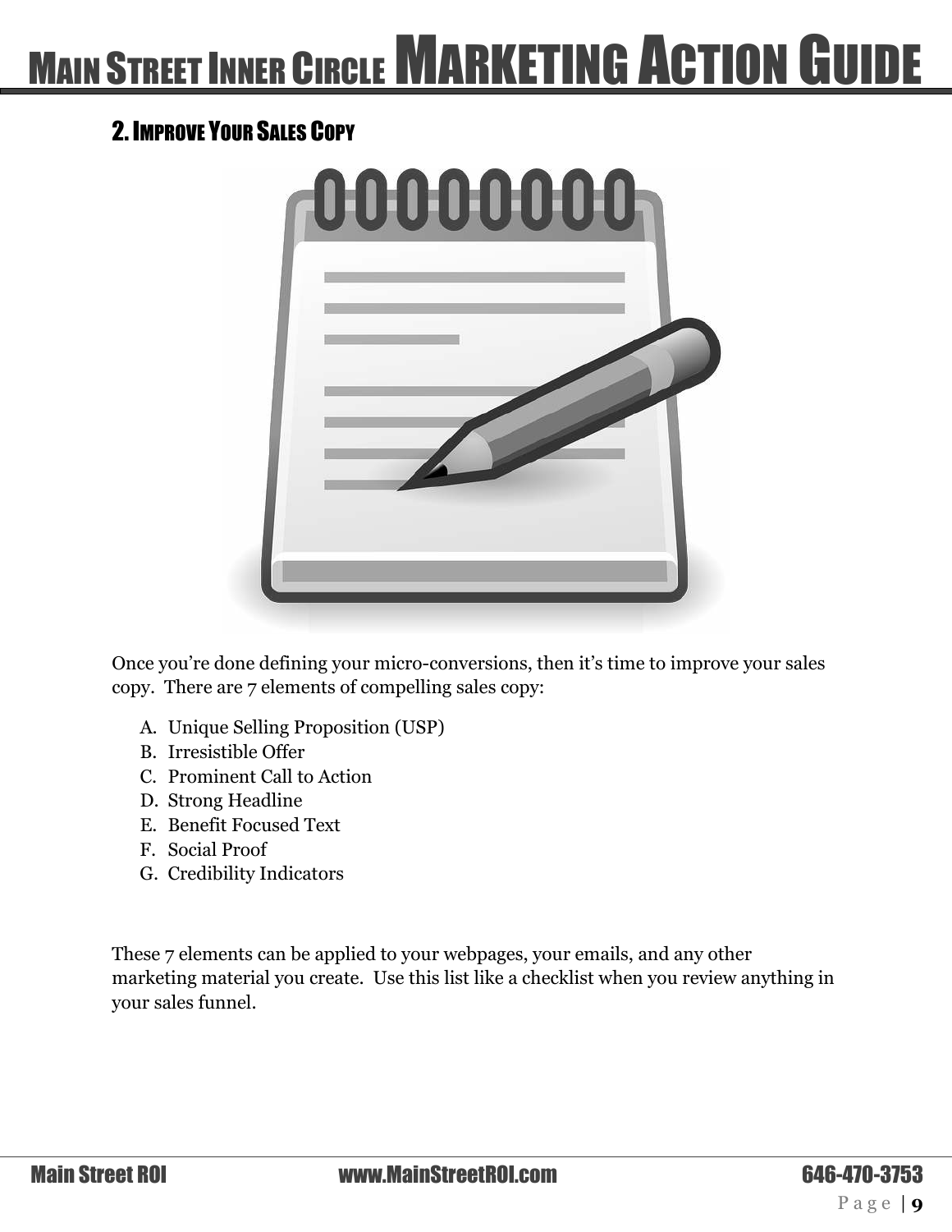## 2. Improve Your Sales Copy

Once you're done defining your micro-conversions, then it's time to improve your sales copy. There are 7 elements of compelling sales copy:

A. Unique Selling Proposition (USP)
B. Irresistible Offer
C. Prominent Call to Action
D. Strong Headline
E. Benefit Focused Text
F. Social Proof
G. Credibility Indicators

These 7 elements can be applied to your webpages, your emails, and any other marketing material you create. Use this list like a checklist when you review anything in your sales funnel.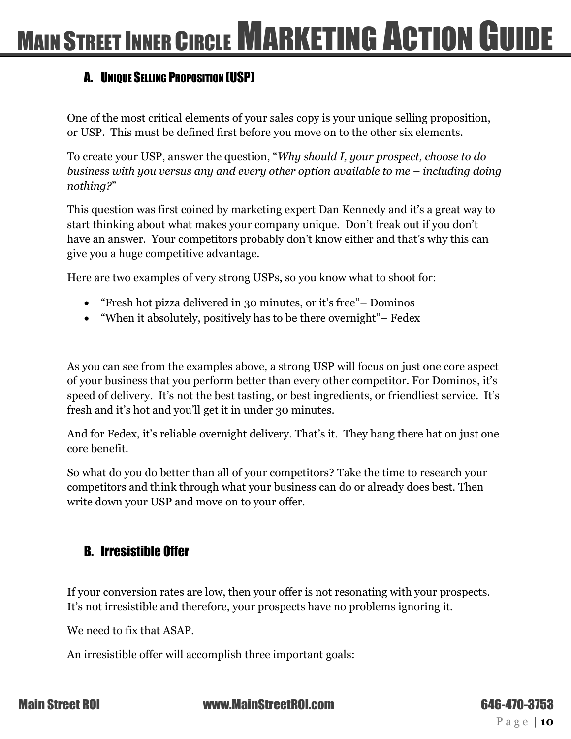## A. UNIQUE SELLING PROPOSITION (USP)

One of the most critical elements of your sales copy is your unique selling proposition, or USP. This must be defined first before you move on to the other six elements.

To create your USP, answer the question, "*Why should I, your prospect, choose to do business with you versus any and every other option available to me – including doing nothing?*"

This question was first coined by marketing expert Dan Kennedy and it's a great way to start thinking about what makes your company unique. Don't freak out if you don't have an answer. Your competitors probably don't know either and that's why this can give you a huge competitive advantage.

Here are two examples of very strong USPs, so you know what to shoot for:

- "Fresh hot pizza delivered in 30 minutes, or it's free"– Dominos
- "When it absolutely, positively has to be there overnight"– Fedex

As you can see from the examples above, a strong USP will focus on just one core aspect of your business that you perform better than every other competitor. For Dominos, it's speed of delivery. It's not the best tasting, or best ingredients, or friendliest service. It's fresh and it's hot and you'll get it in under 30 minutes.

And for Fedex, it's reliable overnight delivery. That's it. They hang there hat on just one core benefit.

So what do you do better than all of your competitors? Take the time to research your competitors and think through what your business can do or already does best. Then write down your USP and move on to your offer.

## B. Irresistible Offer

If your conversion rates are low, then your offer is not resonating with your prospects. It's not irresistible and therefore, your prospects have no problems ignoring it.

We need to fix that ASAP.

An irresistible offer will accomplish three important goals: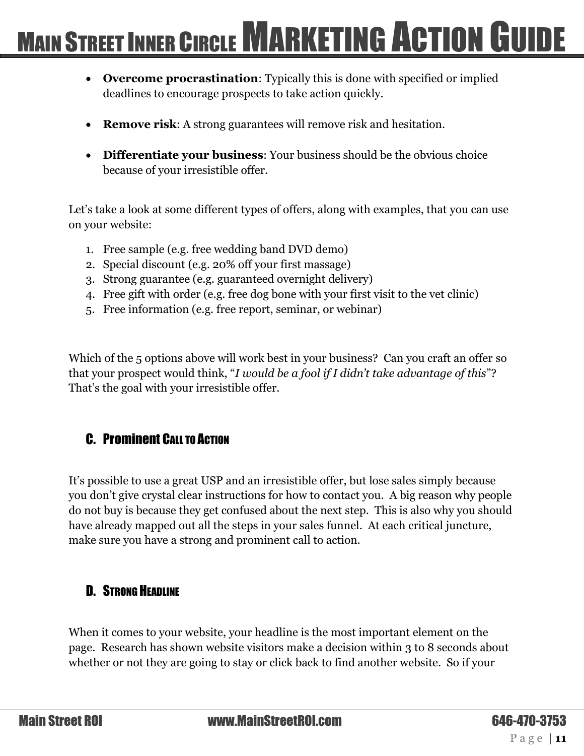- **Overcome procrastination**: Typically this is done with specified or implied deadlines to encourage prospects to take action quickly.

- **Remove risk**: A strong guarantees will remove risk and hesitation.

- **Differentiate your business**: Your business should be the obvious choice because of your irresistible offer.

Let's take a look at some different types of offers, along with examples, that you can use on your website:

1. Free sample (e.g. free wedding band DVD demo)
2. Special discount (e.g. 20% off your first massage)
3. Strong guarantee (e.g. guaranteed overnight delivery)
4. Free gift with order (e.g. free dog bone with your first visit to the vet clinic)
5. Free information (e.g. free report, seminar, or webinar)

Which of the 5 options above will work best in your business? Can you craft an offer so that your prospect would think, "*I would be a fool if I didn't take advantage of this*"? That's the goal with your irresistible offer.

### C. Prominent Call to Action

It's possible to use a great USP and an irresistible offer, but lose sales simply because you don't give crystal clear instructions for how to contact you. A big reason why people do not buy is because they get confused about the next step. This is also why you should have already mapped out all the steps in your sales funnel. At each critical juncture, make sure you have a strong and prominent call to action.

### D. Strong Headline

When it comes to your website, your headline is the most important element on the page. Research has shown website visitors make a decision within 3 to 8 seconds about whether or not they are going to stay or click back to find another website. So if your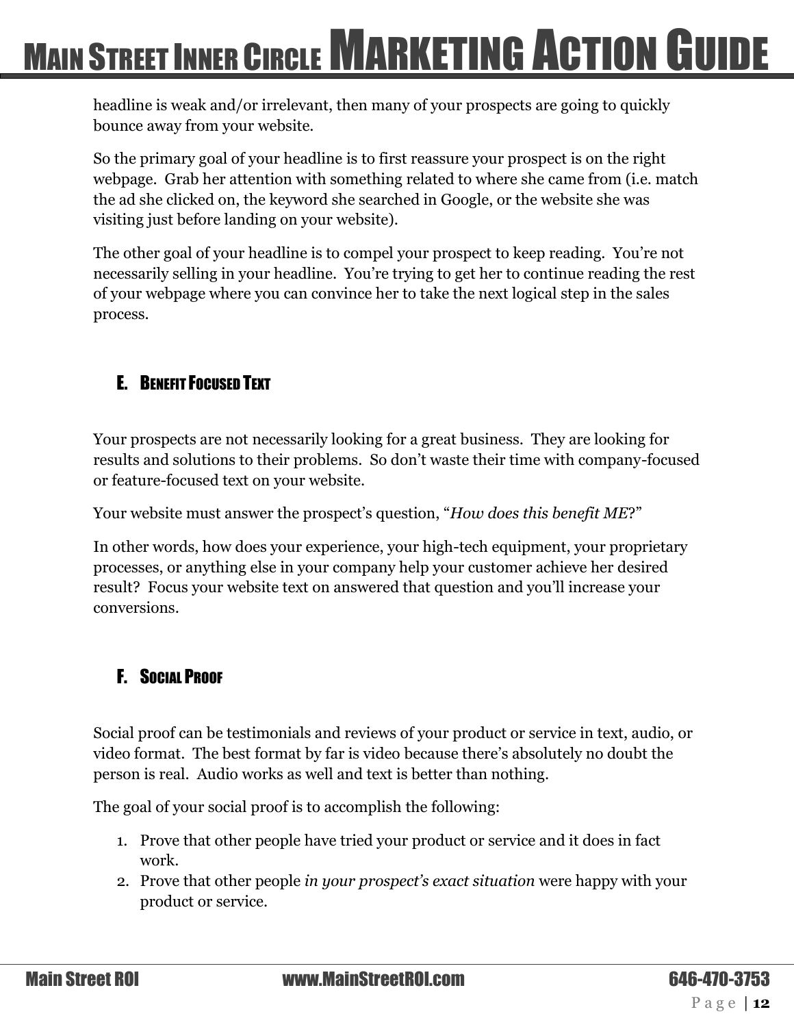headline is weak and/or irrelevant, then many of your prospects are going to quickly bounce away from your website.

So the primary goal of your headline is to first reassure your prospect is on the right webpage. Grab her attention with something related to where she came from (i.e. match the ad she clicked on, the keyword she searched in Google, or the website she was visiting just before landing on your website).

The other goal of your headline is to compel your prospect to keep reading. You're not necessarily selling in your headline. You're trying to get her to continue reading the rest of your webpage where you can convince her to take the next logical step in the sales process.

### E. Benefit Focused Text

Your prospects are not necessarily looking for a great business. They are looking for results and solutions to their problems. So don't waste their time with company-focused or feature-focused text on your website.

Your website must answer the prospect's question, "*How does this benefit ME*?"

In other words, how does your experience, your high-tech equipment, your proprietary processes, or anything else in your company help your customer achieve her desired result? Focus your website text on answered that question and you'll increase your conversions.

### F. Social Proof

Social proof can be testimonials and reviews of your product or service in text, audio, or video format. The best format by far is video because there's absolutely no doubt the person is real. Audio works as well and text is better than nothing.

The goal of your social proof is to accomplish the following:

1. Prove that other people have tried your product or service and it does in fact work.
2. Prove that other people *in your prospect's exact situation* were happy with your product or service.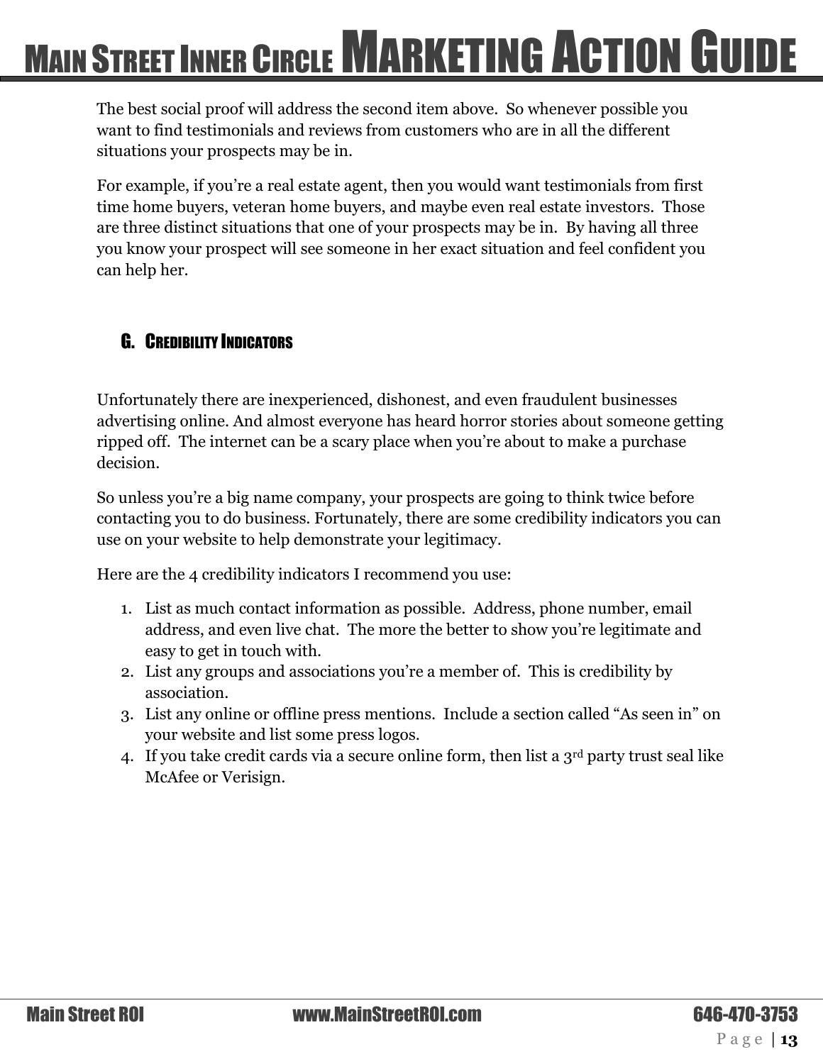The best social proof will address the second item above. So whenever possible you want to find testimonials and reviews from customers who are in all the different situations your prospects may be in.

For example, if you're a real estate agent, then you would want testimonials from first time home buyers, veteran home buyers, and maybe even real estate investors. Those are three distinct situations that one of your prospects may be in. By having all three you know your prospect will see someone in her exact situation and feel confident you can help her.

### G. Credibility Indicators

Unfortunately there are inexperienced, dishonest, and even fraudulent businesses advertising online. And almost everyone has heard horror stories about someone getting ripped off. The internet can be a scary place when you're about to make a purchase decision.

So unless you're a big name company, your prospects are going to think twice before contacting you to do business. Fortunately, there are some credibility indicators you can use on your website to help demonstrate your legitimacy.

Here are the 4 credibility indicators I recommend you use:

1. List as much contact information as possible. Address, phone number, email address, and even live chat. The more the better to show you're legitimate and easy to get in touch with.
2. List any groups and associations you're a member of. This is credibility by association.
3. List any online or offline press mentions. Include a section called "As seen in" on your website and list some press logos.
4. If you take credit cards via a secure online form, then list a 3rd party trust seal like McAfee or Verisign.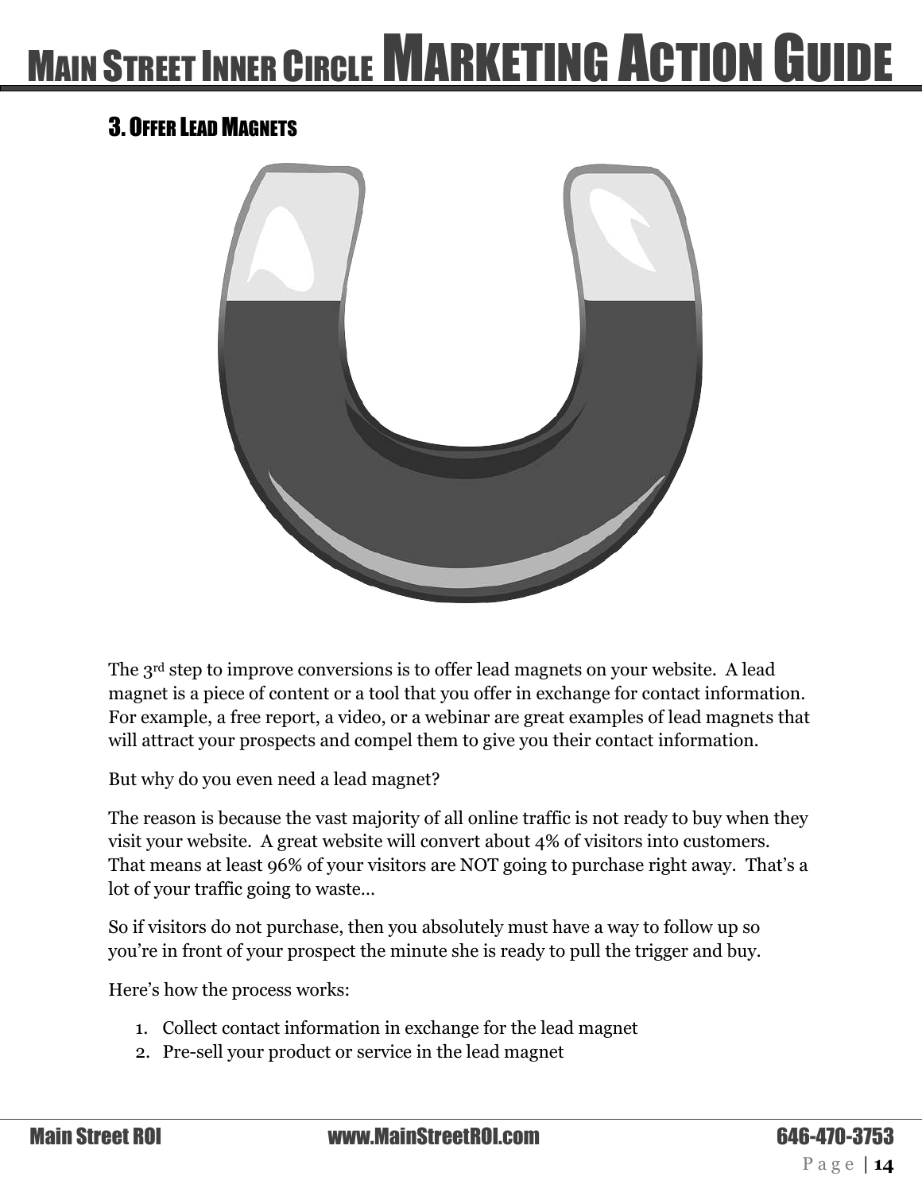### 3. Offer Lead Magnets

The 3rd step to improve conversions is to offer lead magnets on your website. A lead magnet is a piece of content or a tool that you offer in exchange for contact information. For example, a free report, a video, or a webinar are great examples of lead magnets that will attract your prospects and compel them to give you their contact information.

But why do you even need a lead magnet?

The reason is because the vast majority of all online traffic is not ready to buy when they visit your website. A great website will convert about 4% of visitors into customers. That means at least 96% of your visitors are NOT going to purchase right away. That's a lot of your traffic going to waste…

So if visitors do not purchase, then you absolutely must have a way to follow up so you're in front of your prospect the minute she is ready to pull the trigger and buy.

Here's how the process works:

1. Collect contact information in exchange for the lead magnet
2. Pre-sell your product or service in the lead magnet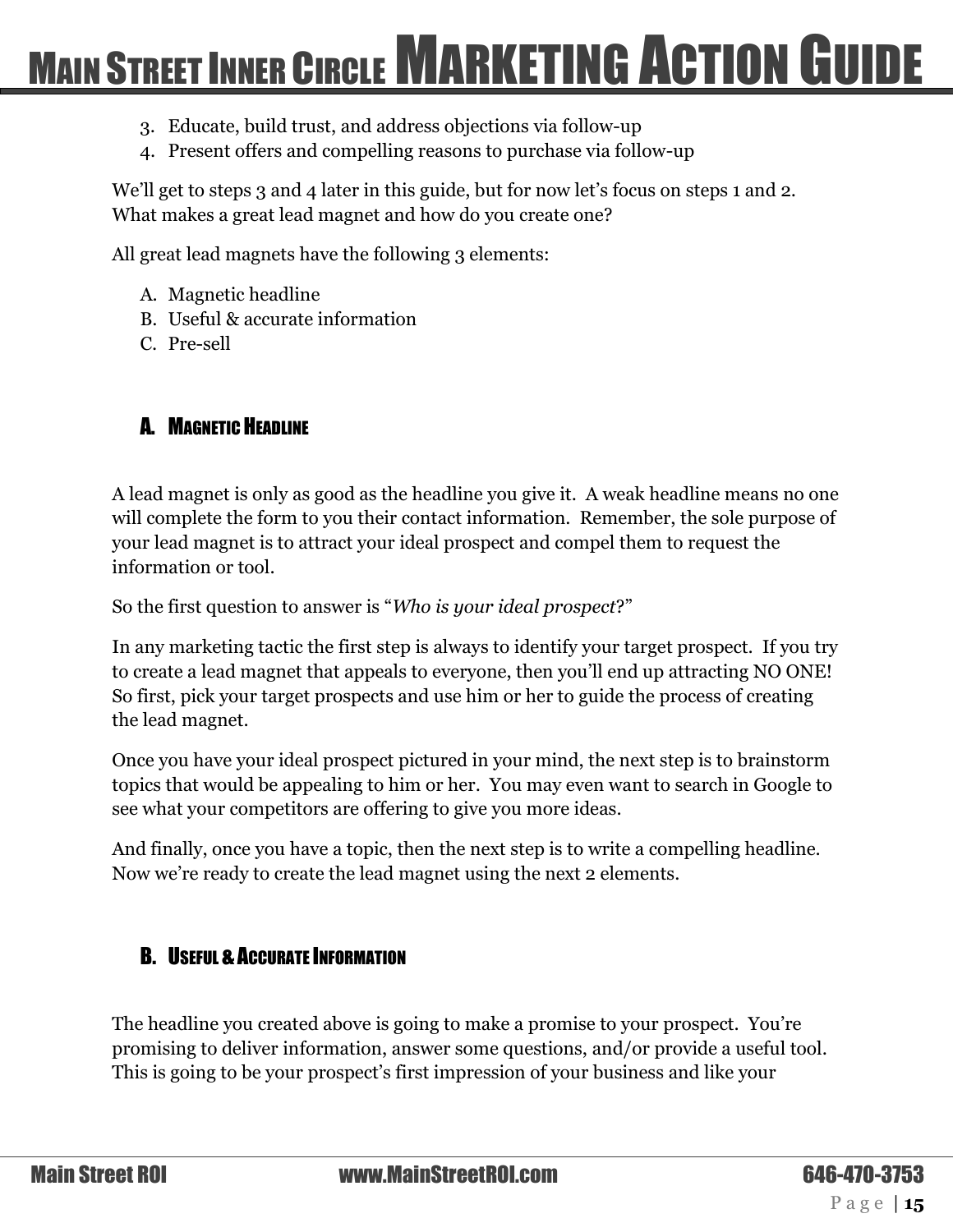3. Educate, build trust, and address objections via follow-up
4. Present offers and compelling reasons to purchase via follow-up

We'll get to steps 3 and 4 later in this guide, but for now let's focus on steps 1 and 2. What makes a great lead magnet and how do you create one?

All great lead magnets have the following 3 elements:

A. Magnetic headline
B. Useful & accurate information
C. Pre-sell

### A. Magnetic Headline

A lead magnet is only as good as the headline you give it. A weak headline means no one will complete the form to you their contact information. Remember, the sole purpose of your lead magnet is to attract your ideal prospect and compel them to request the information or tool.

So the first question to answer is "*Who is your ideal prospect*?"

In any marketing tactic the first step is always to identify your target prospect. If you try to create a lead magnet that appeals to everyone, then you'll end up attracting NO ONE! So first, pick your target prospects and use him or her to guide the process of creating the lead magnet.

Once you have your ideal prospect pictured in your mind, the next step is to brainstorm topics that would be appealing to him or her. You may even want to search in Google to see what your competitors are offering to give you more ideas.

And finally, once you have a topic, then the next step is to write a compelling headline. Now we're ready to create the lead magnet using the next 2 elements.

### B. Useful & Accurate Information

The headline you created above is going to make a promise to your prospect. You're promising to deliver information, answer some questions, and/or provide a useful tool. This is going to be your prospect's first impression of your business and like your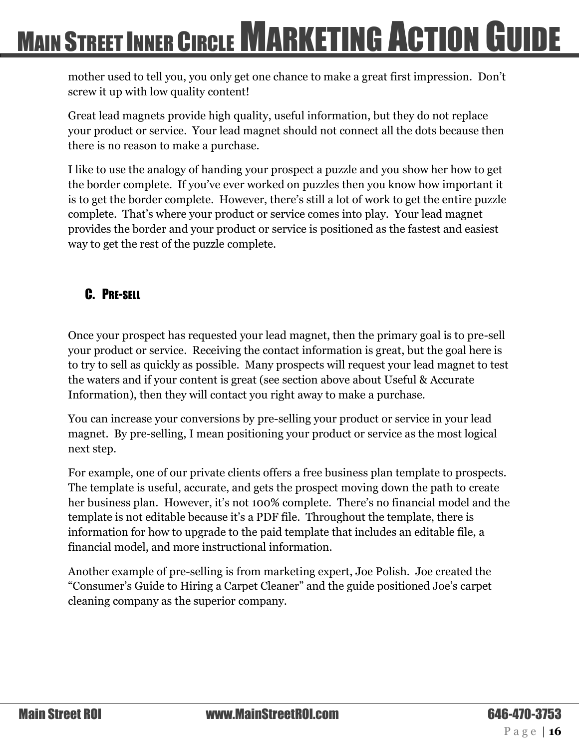mother used to tell you, you only get one chance to make a great first impression.  Don't screw it up with low quality content!

Great lead magnets provide high quality, useful information, but they do not replace your product or service.  Your lead magnet should not connect all the dots because then there is no reason to make a purchase.

I like to use the analogy of handing your prospect a puzzle and you show her how to get the border complete.  If you've ever worked on puzzles then you know how important it is to get the border complete.  However, there's still a lot of work to get the entire puzzle complete.  That's where your product or service comes into play.  Your lead magnet provides the border and your product or service is positioned as the fastest and easiest way to get the rest of the puzzle complete.

### C. Pre-sell

Once your prospect has requested your lead magnet, then the primary goal is to pre-sell your product or service.  Receiving the contact information is great, but the goal here is to try to sell as quickly as possible.  Many prospects will request your lead magnet to test the waters and if your content is great (see section above about Useful & Accurate Information), then they will contact you right away to make a purchase.

You can increase your conversions by pre-selling your product or service in your lead magnet.  By pre-selling, I mean positioning your product or service as the most logical next step.

For example, one of our private clients offers a free business plan template to prospects.  The template is useful, accurate, and gets the prospect moving down the path to create her business plan.  However, it's not 100% complete.  There's no financial model and the template is not editable because it's a PDF file.  Throughout the template, there is information for how to upgrade to the paid template that includes an editable file, a financial model, and more instructional information.

Another example of pre-selling is from marketing expert, Joe Polish.  Joe created the "Consumer's Guide to Hiring a Carpet Cleaner" and the guide positioned Joe's carpet cleaning company as the superior company.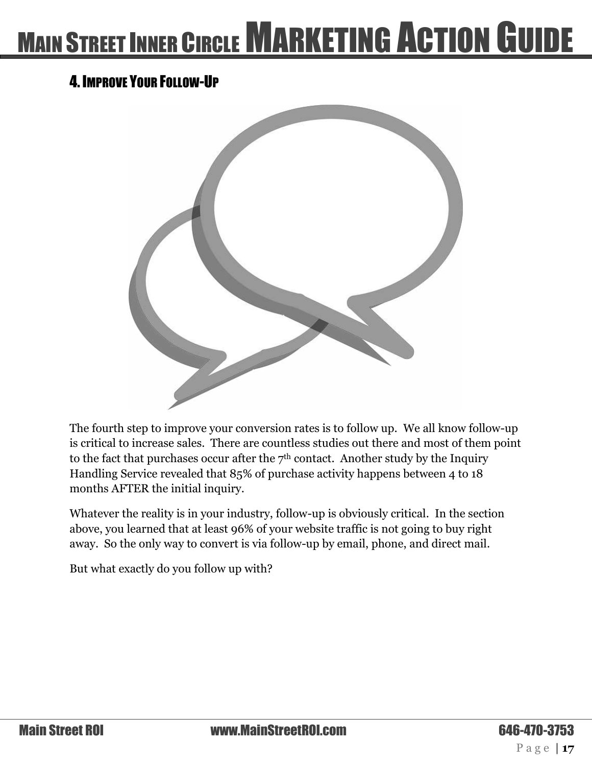## 4. Improve Your Follow-Up

The fourth step to improve your conversion rates is to follow up. We all know follow-up is critical to increase sales. There are countless studies out there and most of them point to the fact that purchases occur after the 7th contact. Another study by the Inquiry Handling Service revealed that 85% of purchase activity happens between 4 to 18 months AFTER the initial inquiry.

Whatever the reality is in your industry, follow-up is obviously critical. In the section above, you learned that at least 96% of your website traffic is not going to buy right away. So the only way to convert is via follow-up by email, phone, and direct mail.

But what exactly do you follow up with?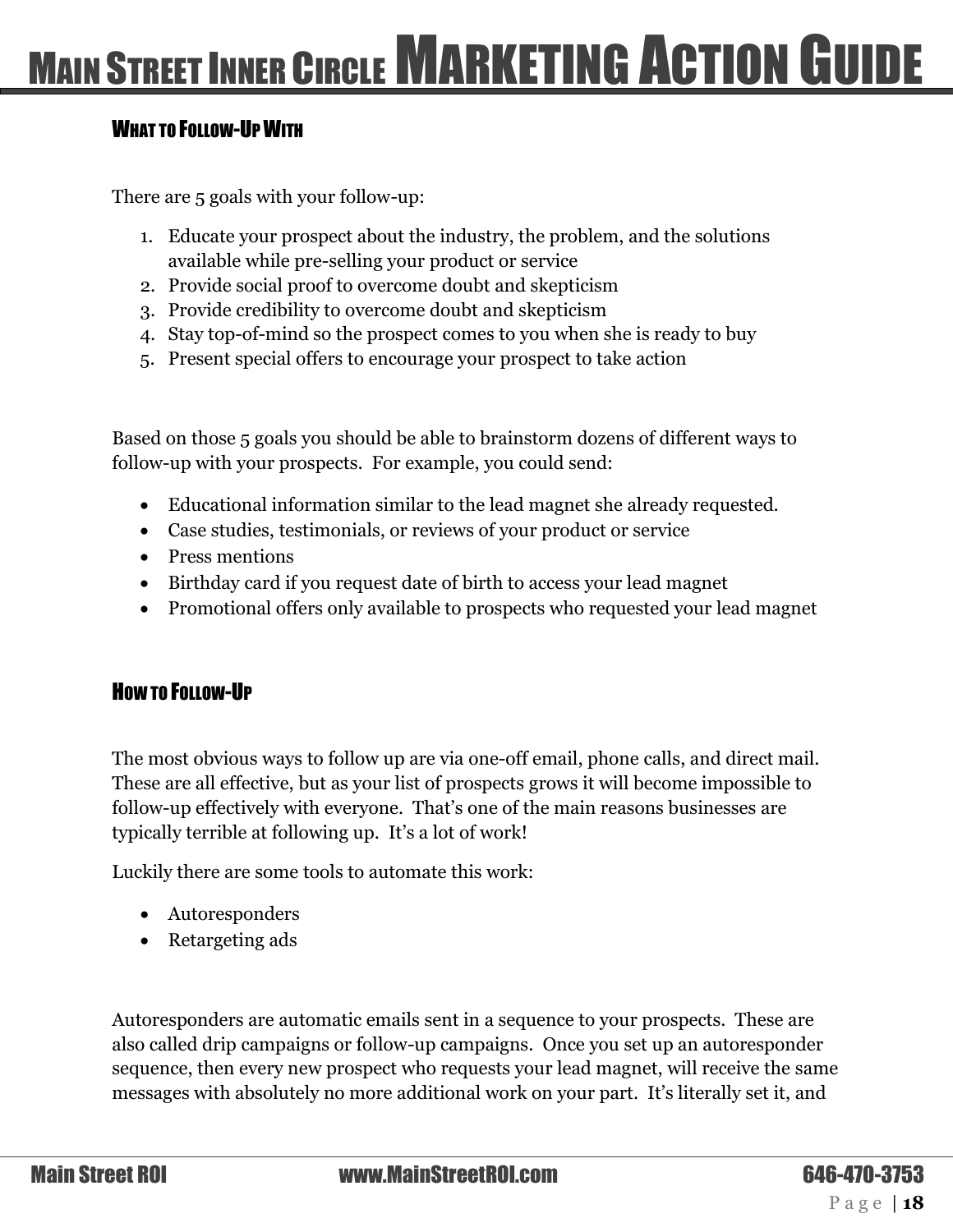### What to Follow-Up With

There are 5 goals with your follow-up:

1. Educate your prospect about the industry, the problem, and the solutions available while pre-selling your product or service
2. Provide social proof to overcome doubt and skepticism
3. Provide credibility to overcome doubt and skepticism
4. Stay top-of-mind so the prospect comes to you when she is ready to buy
5. Present special offers to encourage your prospect to take action

Based on those 5 goals you should be able to brainstorm dozens of different ways to follow-up with your prospects. For example, you could send:

- Educational information similar to the lead magnet she already requested.
- Case studies, testimonials, or reviews of your product or service
- Press mentions
- Birthday card if you request date of birth to access your lead magnet
- Promotional offers only available to prospects who requested your lead magnet

### How to Follow-Up

The most obvious ways to follow up are via one-off email, phone calls, and direct mail. These are all effective, but as your list of prospects grows it will become impossible to follow-up effectively with everyone. That's one of the main reasons businesses are typically terrible at following up. It's a lot of work!

Luckily there are some tools to automate this work:

- Autoresponders
- Retargeting ads

Autoresponders are automatic emails sent in a sequence to your prospects. These are also called drip campaigns or follow-up campaigns. Once you set up an autoresponder sequence, then every new prospect who requests your lead magnet, will receive the same messages with absolutely no more additional work on your part. It's literally set it, and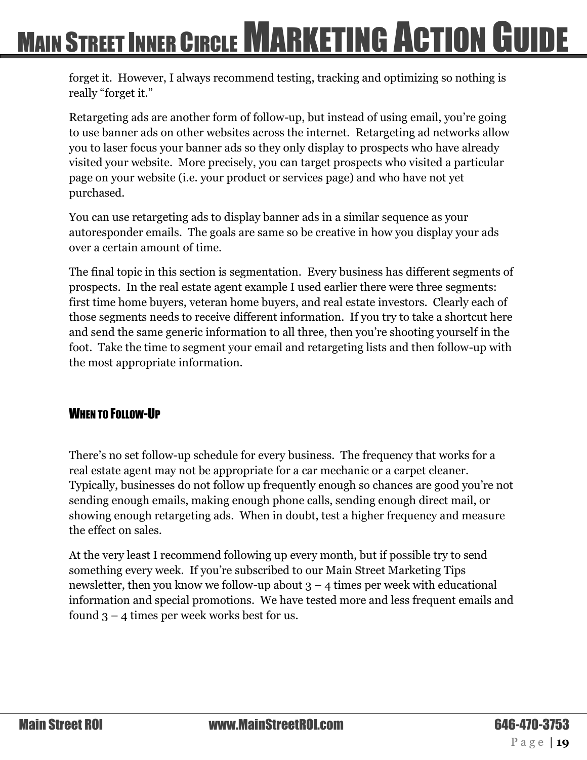forget it. However, I always recommend testing, tracking and optimizing so nothing is really "forget it."

Retargeting ads are another form of follow-up, but instead of using email, you're going to use banner ads on other websites across the internet. Retargeting ad networks allow you to laser focus your banner ads so they only display to prospects who have already visited your website. More precisely, you can target prospects who visited a particular page on your website (i.e. your product or services page) and who have not yet purchased.

You can use retargeting ads to display banner ads in a similar sequence as your autoresponder emails. The goals are same so be creative in how you display your ads over a certain amount of time.

The final topic in this section is segmentation. Every business has different segments of prospects. In the real estate agent example I used earlier there were three segments: first time home buyers, veteran home buyers, and real estate investors. Clearly each of those segments needs to receive different information. If you try to take a shortcut here and send the same generic information to all three, then you're shooting yourself in the foot. Take the time to segment your email and retargeting lists and then follow-up with the most appropriate information.

### When to Follow-Up

There's no set follow-up schedule for every business. The frequency that works for a real estate agent may not be appropriate for a car mechanic or a carpet cleaner. Typically, businesses do not follow up frequently enough so chances are good you're not sending enough emails, making enough phone calls, sending enough direct mail, or showing enough retargeting ads. When in doubt, test a higher frequency and measure the effect on sales.

At the very least I recommend following up every month, but if possible try to send something every week. If you're subscribed to our Main Street Marketing Tips newsletter, then you know we follow-up about 3 – 4 times per week with educational information and special promotions. We have tested more and less frequent emails and found 3 – 4 times per week works best for us.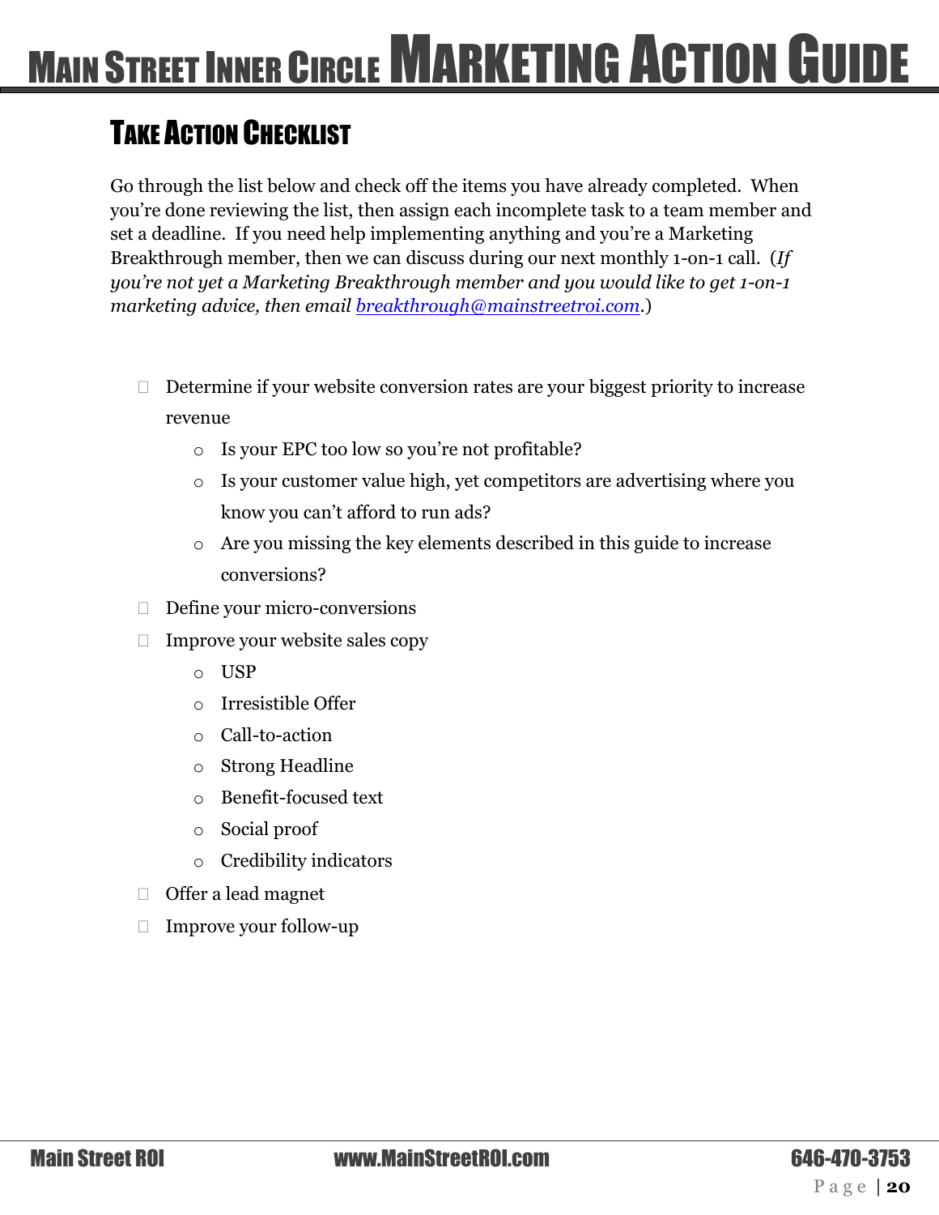## Take Action Checklist

Go through the list below and check off the items you have already completed. When you're done reviewing the list, then assign each incomplete task to a team member and set a deadline. If you need help implementing anything and you're a Marketing Breakthrough member, then we can discuss during our next monthly 1-on-1 call. (*If you're not yet a Marketing Breakthrough member and you would like to get 1-on-1 marketing advice, then email [breakthrough@mainstreetroi.com](mailto:breakthrough@mainstreetroi.com).*)

- [ ] Determine if your website conversion rates are your biggest priority to increase revenue
  - Is your EPC too low so you're not profitable?
  - Is your customer value high, yet competitors are advertising where you know you can't afford to run ads?
  - Are you missing the key elements described in this guide to increase conversions?
- [ ] Define your micro-conversions
- [ ] Improve your website sales copy
  - USP
  - Irresistible Offer
  - Call-to-action
  - Strong Headline
  - Benefit-focused text
  - Social proof
  - Credibility indicators
- [ ] Offer a lead magnet
- [ ] Improve your follow-up